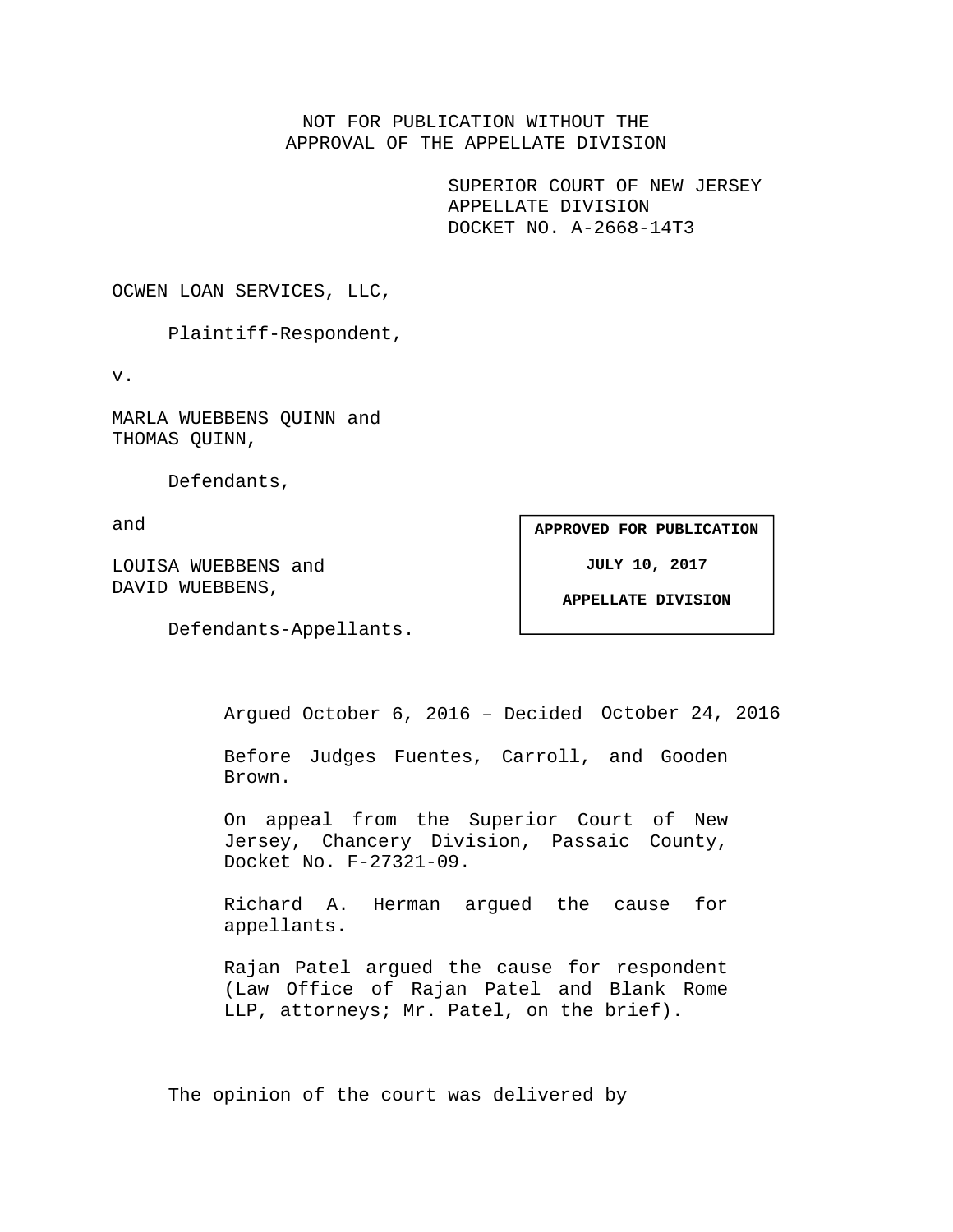NOT FOR PUBLICATION WITHOUT THE
APPROVAL OF THE APPELLATE DIVISION

SUPERIOR COURT OF NEW JERSEY
APPELLATE DIVISION
DOCKET NO. A-2668-14T3

OCWEN LOAN SERVICES, LLC,

Plaintiff-Respondent,

v.

MARLA WUEBBENS QUINN and
THOMAS QUINN,

Defendants,

and

LOUISA WUEBBENS and
DAVID WUEBBENS,

Defendants-Appellants.

**APPROVED FOR PUBLICATION**

**JULY 10, 2017**

**APPELLATE DIVISION**

---

Argued October 6, 2016 – Decided October 24, 2016

Before Judges Fuentes, Carroll, and Gooden Brown.

On appeal from the Superior Court of New Jersey, Chancery Division, Passaic County, Docket No. F-27321-09.

Richard A. Herman argued the cause for appellants.

Rajan Patel argued the cause for respondent (Law Office of Rajan Patel and Blank Rome LLP, attorneys; Mr. Patel, on the brief).

The opinion of the court was delivered by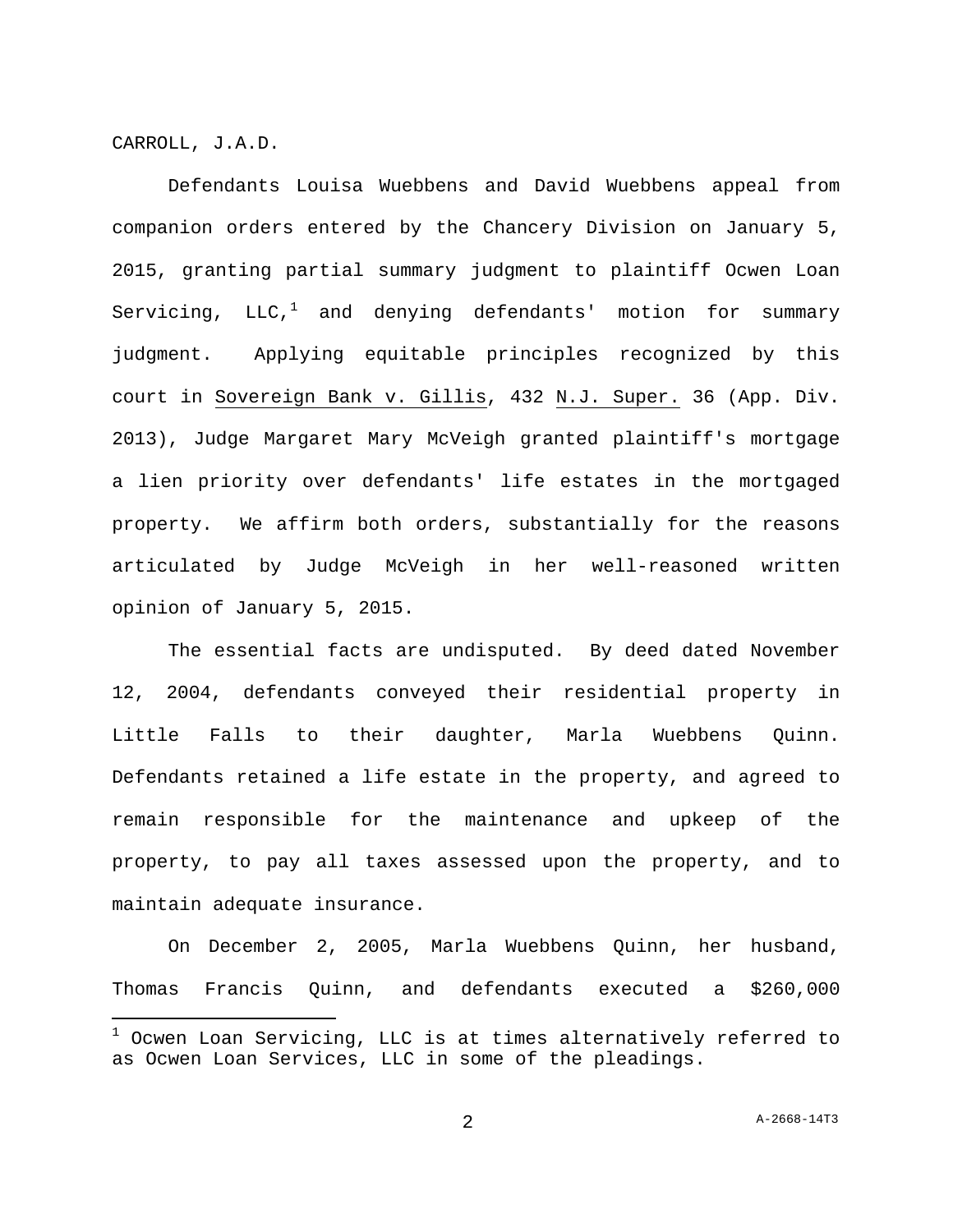CARROLL, J.A.D.

Defendants Louisa Wuebbens and David Wuebbens appeal from companion orders entered by the Chancery Division on January 5, 2015, granting partial summary judgment to plaintiff Ocwen Loan Servicing, LLC,[1] and denying defendants' motion for summary judgment. Applying equitable principles recognized by this court in Sovereign Bank v. Gillis, 432 N.J. Super. 36 (App. Div. 2013), Judge Margaret Mary McVeigh granted plaintiff's mortgage a lien priority over defendants' life estates in the mortgaged property. We affirm both orders, substantially for the reasons articulated by Judge McVeigh in her well-reasoned written opinion of January 5, 2015.

The essential facts are undisputed. By deed dated November 12, 2004, defendants conveyed their residential property in Little Falls to their daughter, Marla Wuebbens Quinn. Defendants retained a life estate in the property, and agreed to remain responsible for the maintenance and upkeep of the property, to pay all taxes assessed upon the property, and to maintain adequate insurance.

On December 2, 2005, Marla Wuebbens Quinn, her husband, Thomas Francis Quinn, and defendants executed a $260,000

[1] Ocwen Loan Servicing, LLC is at times alternatively referred to as Ocwen Loan Services, LLC in some of the pleadings.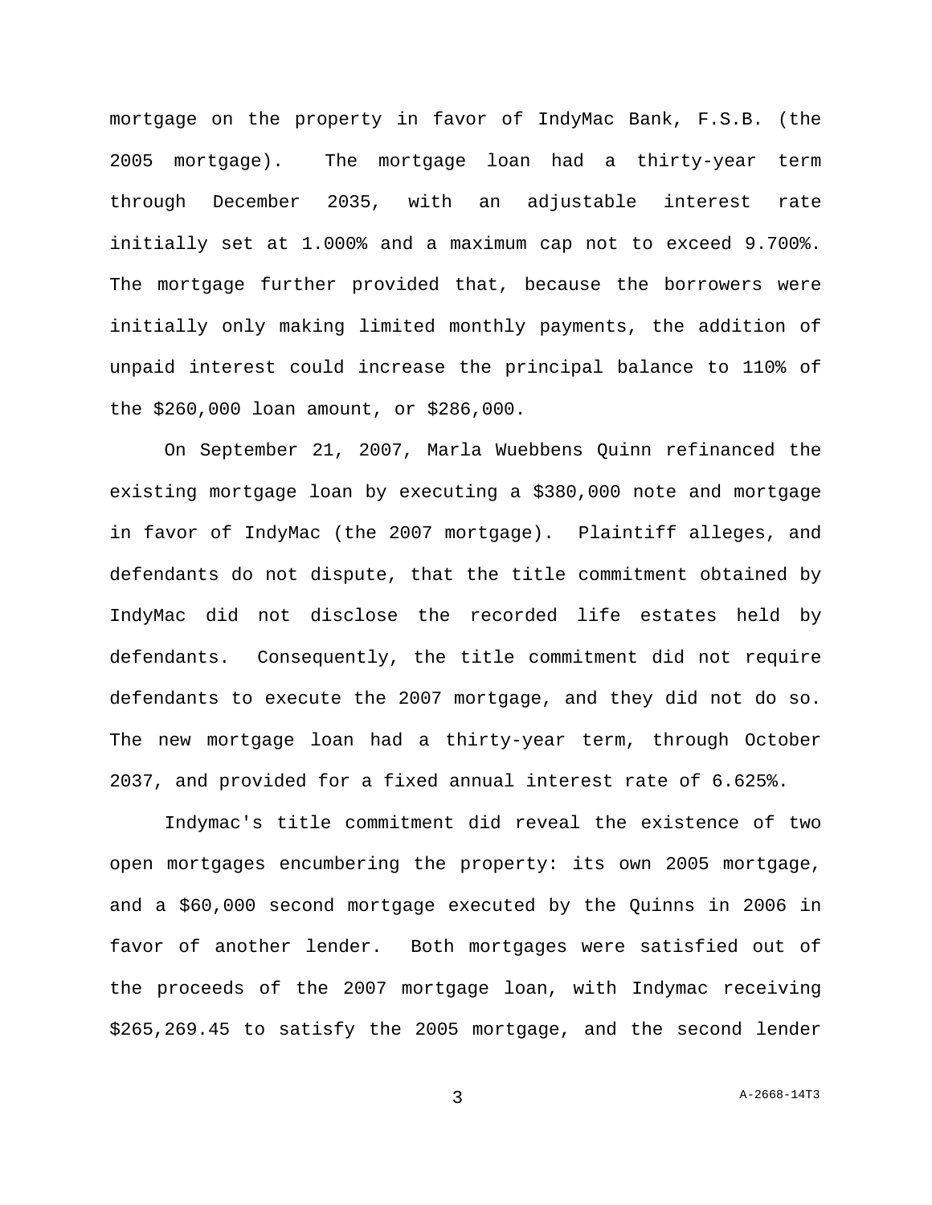mortgage on the property in favor of IndyMac Bank, F.S.B. (the 2005 mortgage). The mortgage loan had a thirty-year term through December 2035, with an adjustable interest rate initially set at 1.000% and a maximum cap not to exceed 9.700%. The mortgage further provided that, because the borrowers were initially only making limited monthly payments, the addition of unpaid interest could increase the principal balance to 110% of the $260,000 loan amount, or $286,000.

On September 21, 2007, Marla Wuebbens Quinn refinanced the existing mortgage loan by executing a $380,000 note and mortgage in favor of IndyMac (the 2007 mortgage). Plaintiff alleges, and defendants do not dispute, that the title commitment obtained by IndyMac did not disclose the recorded life estates held by defendants. Consequently, the title commitment did not require defendants to execute the 2007 mortgage, and they did not do so. The new mortgage loan had a thirty-year term, through October 2037, and provided for a fixed annual interest rate of 6.625%.

Indymac's title commitment did reveal the existence of two open mortgages encumbering the property: its own 2005 mortgage, and a $60,000 second mortgage executed by the Quinns in 2006 in favor of another lender. Both mortgages were satisfied out of the proceeds of the 2007 mortgage loan, with Indymac receiving $265,269.45 to satisfy the 2005 mortgage, and the second lender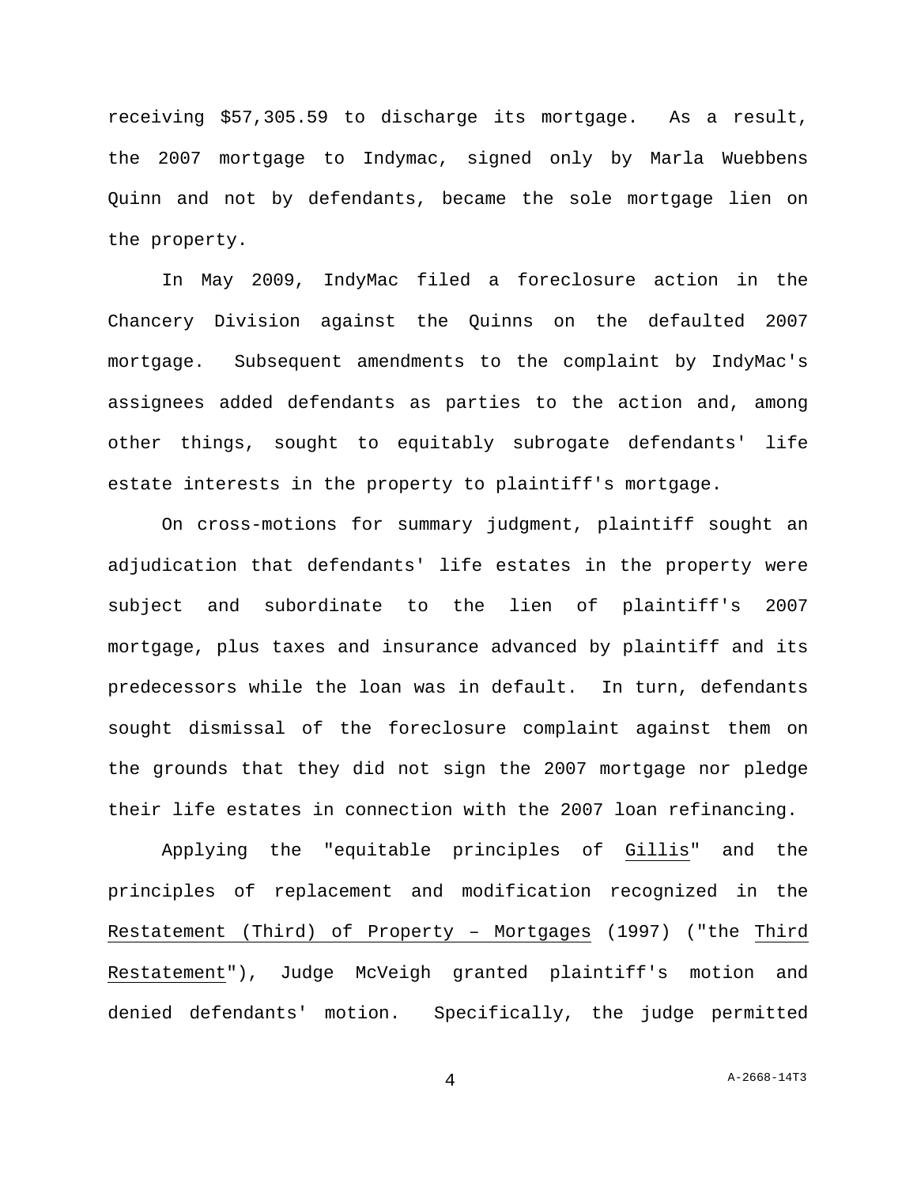receiving $57,305.59 to discharge its mortgage. As a result, the 2007 mortgage to Indymac, signed only by Marla Wuebbens Quinn and not by defendants, became the sole mortgage lien on the property.

In May 2009, IndyMac filed a foreclosure action in the Chancery Division against the Quinns on the defaulted 2007 mortgage. Subsequent amendments to the complaint by IndyMac's assignees added defendants as parties to the action and, among other things, sought to equitably subrogate defendants' life estate interests in the property to plaintiff's mortgage.

On cross-motions for summary judgment, plaintiff sought an adjudication that defendants' life estates in the property were subject and subordinate to the lien of plaintiff's 2007 mortgage, plus taxes and insurance advanced by plaintiff and its predecessors while the loan was in default. In turn, defendants sought dismissal of the foreclosure complaint against them on the grounds that they did not sign the 2007 mortgage nor pledge their life estates in connection with the 2007 loan refinancing.

Applying the "equitable principles of Gillis" and the principles of replacement and modification recognized in the Restatement (Third) of Property – Mortgages (1997) ("the Third Restatement"), Judge McVeigh granted plaintiff's motion and denied defendants' motion. Specifically, the judge permitted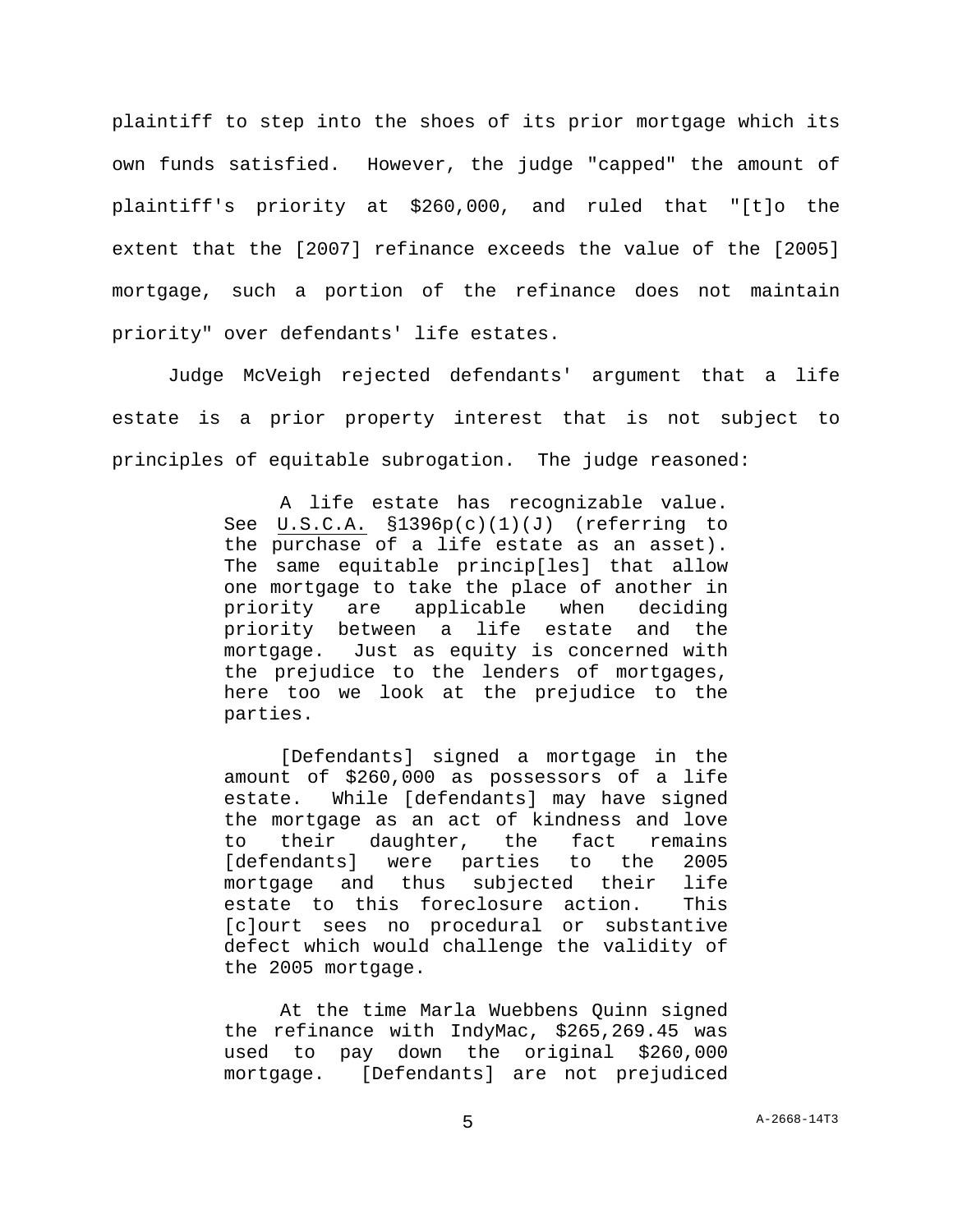plaintiff to step into the shoes of its prior mortgage which its own funds satisfied. However, the judge "capped" the amount of plaintiff's priority at $260,000, and ruled that "[t]o the extent that the [2007] refinance exceeds the value of the [2005] mortgage, such a portion of the refinance does not maintain priority" over defendants' life estates.

Judge McVeigh rejected defendants' argument that a life estate is a prior property interest that is not subject to principles of equitable subrogation. The judge reasoned:

> A life estate has recognizable value. See U.S.C.A. §1396p(c)(1)(J) (referring to the purchase of a life estate as an asset). The same equitable princip[les] that allow one mortgage to take the place of another in priority are applicable when deciding priority between a life estate and the mortgage. Just as equity is concerned with the prejudice to the lenders of mortgages, here too we look at the prejudice to the parties.
>
> [Defendants] signed a mortgage in the amount of $260,000 as possessors of a life estate. While [defendants] may have signed the mortgage as an act of kindness and love to their daughter, the fact remains [defendants] were parties to the 2005 mortgage and thus subjected their life estate to this foreclosure action. This [c]ourt sees no procedural or substantive defect which would challenge the validity of the 2005 mortgage.
>
> At the time Marla Wuebbens Quinn signed the refinance with IndyMac, $265,269.45 was used to pay down the original $260,000 mortgage. [Defendants] are not prejudiced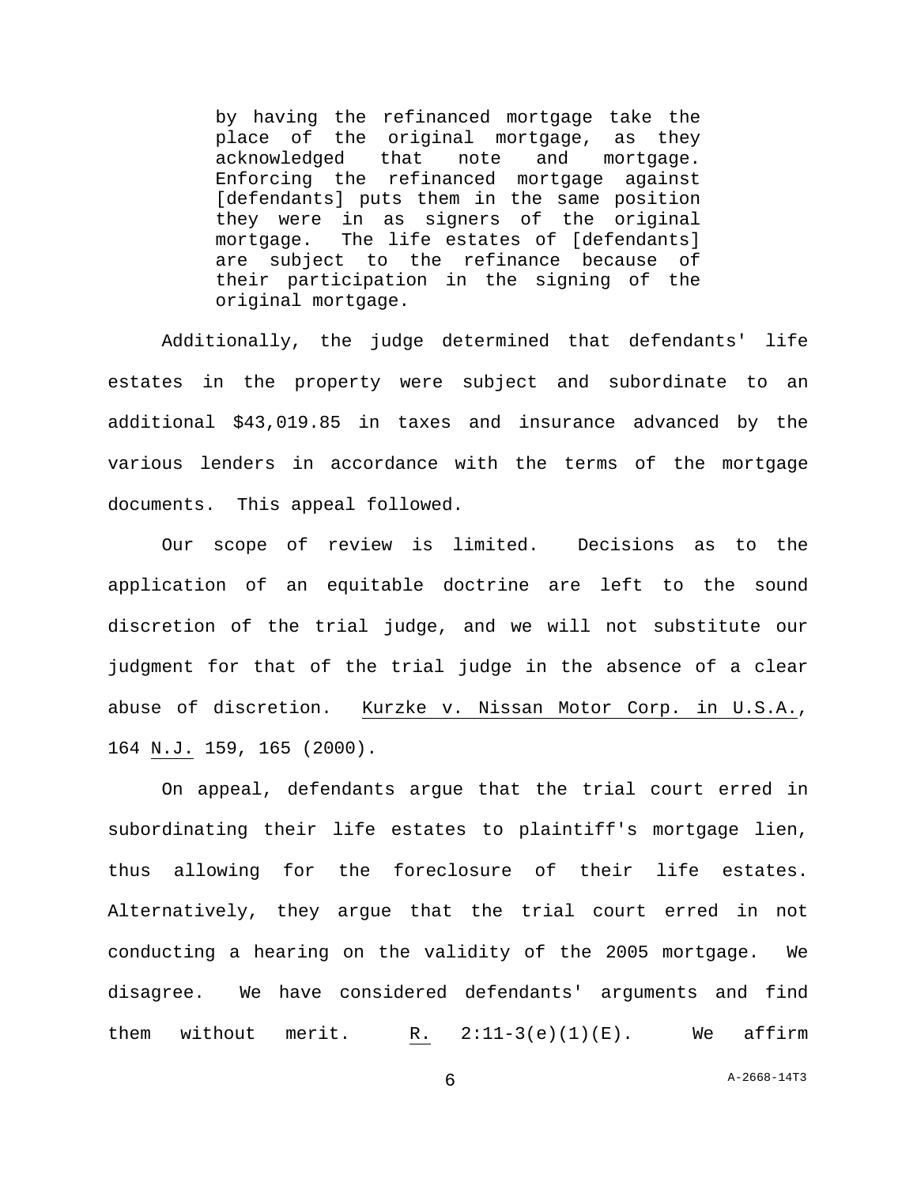> by having the refinanced mortgage take the place of the original mortgage, as they acknowledged that note and mortgage. Enforcing the refinanced mortgage against [defendants] puts them in the same position they were in as signers of the original mortgage. The life estates of [defendants] are subject to the refinance because of their participation in the signing of the original mortgage.

Additionally, the judge determined that defendants' life estates in the property were subject and subordinate to an additional $43,019.85 in taxes and insurance advanced by the various lenders in accordance with the terms of the mortgage documents. This appeal followed.

Our scope of review is limited. Decisions as to the application of an equitable doctrine are left to the sound discretion of the trial judge, and we will not substitute our judgment for that of the trial judge in the absence of a clear abuse of discretion. Kurzke v. Nissan Motor Corp. in U.S.A., 164 N.J. 159, 165 (2000).

On appeal, defendants argue that the trial court erred in subordinating their life estates to plaintiff's mortgage lien, thus allowing for the foreclosure of their life estates. Alternatively, they argue that the trial court erred in not conducting a hearing on the validity of the 2005 mortgage. We disagree. We have considered defendants' arguments and find them without merit. R. 2:11-3(e)(1)(E). We affirm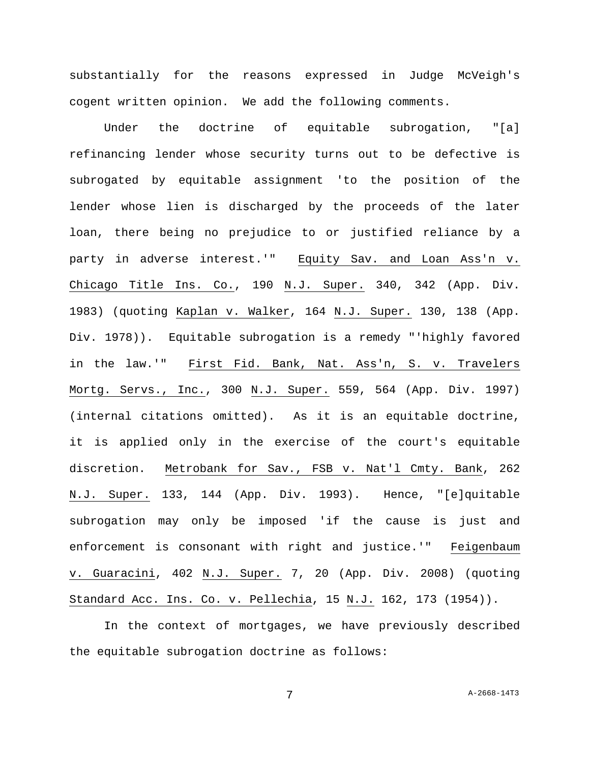substantially for the reasons expressed in Judge McVeigh's cogent written opinion. We add the following comments.

Under the doctrine of equitable subrogation, "[a] refinancing lender whose security turns out to be defective is subrogated by equitable assignment 'to the position of the lender whose lien is discharged by the proceeds of the later loan, there being no prejudice to or justified reliance by a party in adverse interest.'" Equity Sav. and Loan Ass'n v. Chicago Title Ins. Co., 190 N.J. Super. 340, 342 (App. Div. 1983) (quoting Kaplan v. Walker, 164 N.J. Super. 130, 138 (App. Div. 1978)). Equitable subrogation is a remedy "'highly favored in the law.'" First Fid. Bank, Nat. Ass'n, S. v. Travelers Mortg. Servs., Inc., 300 N.J. Super. 559, 564 (App. Div. 1997) (internal citations omitted). As it is an equitable doctrine, it is applied only in the exercise of the court's equitable discretion. Metrobank for Sav., FSB v. Nat'l Cmty. Bank, 262 N.J. Super. 133, 144 (App. Div. 1993). Hence, "[e]quitable subrogation may only be imposed 'if the cause is just and enforcement is consonant with right and justice.'" Feigenbaum v. Guaracini, 402 N.J. Super. 7, 20 (App. Div. 2008) (quoting Standard Acc. Ins. Co. v. Pellechia, 15 N.J. 162, 173 (1954)).

In the context of mortgages, we have previously described the equitable subrogation doctrine as follows: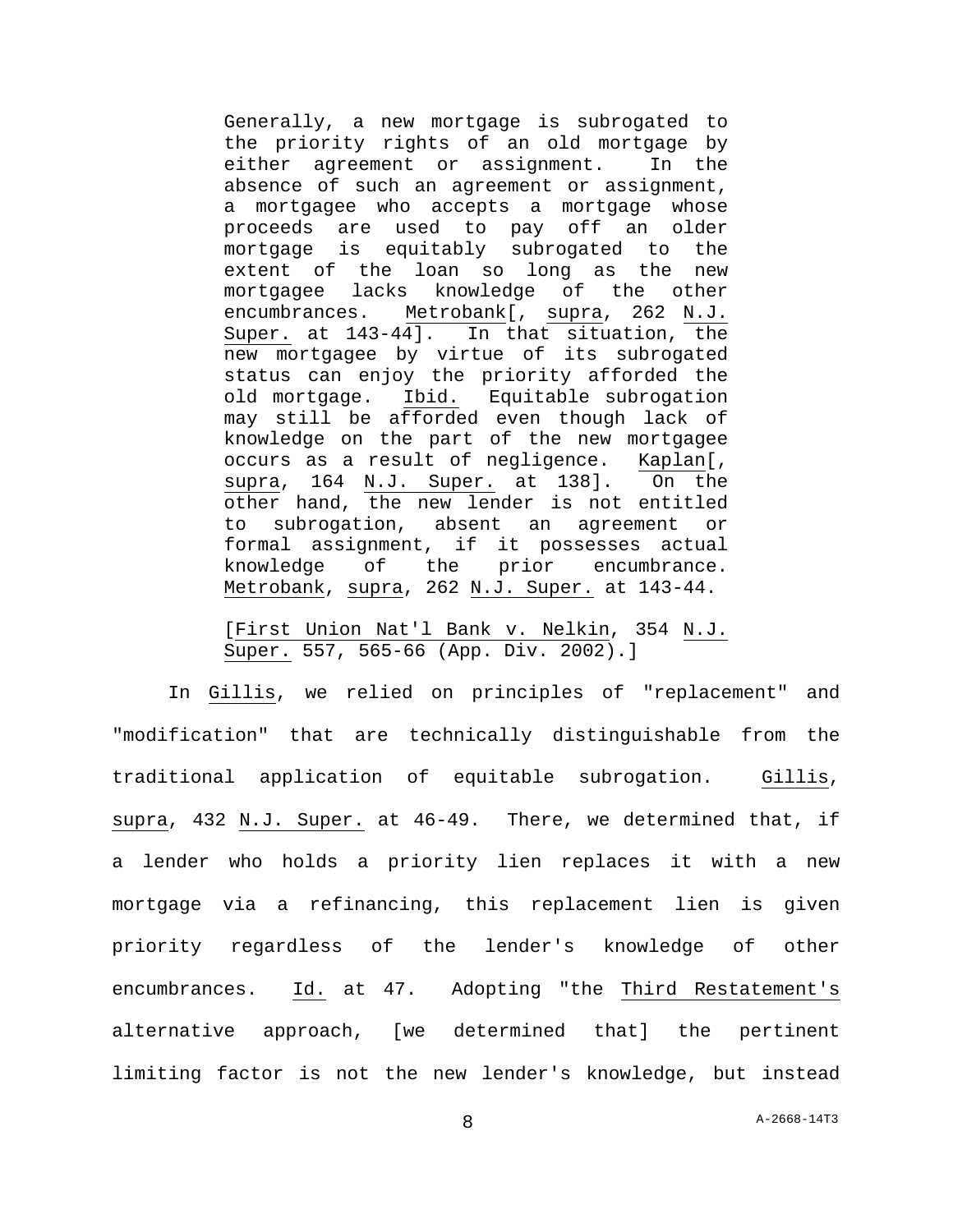> Generally, a new mortgage is subrogated to the priority rights of an old mortgage by either agreement or assignment. In the absence of such an agreement or assignment, a mortgagee who accepts a mortgage whose proceeds are used to pay off an older mortgage is equitably subrogated to the extent of the loan so long as the new mortgagee lacks knowledge of the other encumbrances. Metrobank[, supra, 262 N.J. Super. at 143-44]. In that situation, the new mortgagee by virtue of its subrogated status can enjoy the priority afforded the old mortgage. Ibid. Equitable subrogation may still be afforded even though lack of knowledge on the part of the new mortgagee occurs as a result of negligence. Kaplan[, supra, 164 N.J. Super. at 138]. On the other hand, the new lender is not entitled to subrogation, absent an agreement or formal assignment, if it possesses actual knowledge of the prior encumbrance. Metrobank, supra, 262 N.J. Super. at 143-44.
>
> [First Union Nat'l Bank v. Nelkin, 354 N.J. Super. 557, 565-66 (App. Div. 2002).]

In Gillis, we relied on principles of "replacement" and "modification" that are technically distinguishable from the traditional application of equitable subrogation. Gillis, supra, 432 N.J. Super. at 46-49. There, we determined that, if a lender who holds a priority lien replaces it with a new mortgage via a refinancing, this replacement lien is given priority regardless of the lender's knowledge of other encumbrances. Id. at 47. Adopting "the Third Restatement's alternative approach, [we determined that] the pertinent limiting factor is not the new lender's knowledge, but instead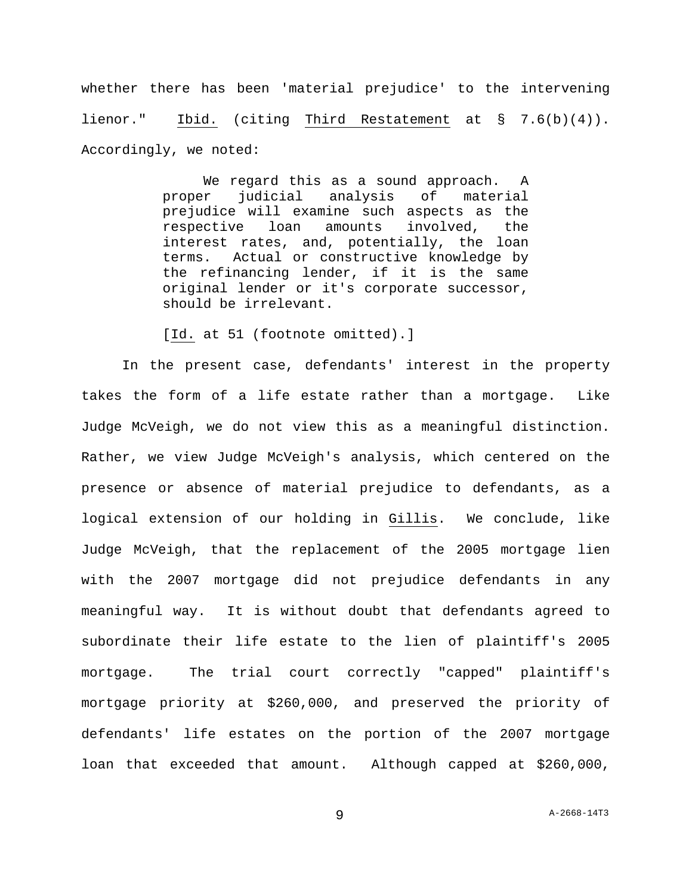whether there has been 'material prejudice' to the intervening lienor." Ibid. (citing Third Restatement at § 7.6(b)(4)). Accordingly, we noted:

> We regard this as a sound approach. A proper judicial analysis of material prejudice will examine such aspects as the respective loan amounts involved, the interest rates, and, potentially, the loan terms. Actual or constructive knowledge by the refinancing lender, if it is the same original lender or it's corporate successor, should be irrelevant.
>
> [Id. at 51 (footnote omitted).]

In the present case, defendants' interest in the property takes the form of a life estate rather than a mortgage. Like Judge McVeigh, we do not view this as a meaningful distinction. Rather, we view Judge McVeigh's analysis, which centered on the presence or absence of material prejudice to defendants, as a logical extension of our holding in Gillis. We conclude, like Judge McVeigh, that the replacement of the 2005 mortgage lien with the 2007 mortgage did not prejudice defendants in any meaningful way. It is without doubt that defendants agreed to subordinate their life estate to the lien of plaintiff's 2005 mortgage. The trial court correctly "capped" plaintiff's mortgage priority at $260,000, and preserved the priority of defendants' life estates on the portion of the 2007 mortgage loan that exceeded that amount. Although capped at $260,000,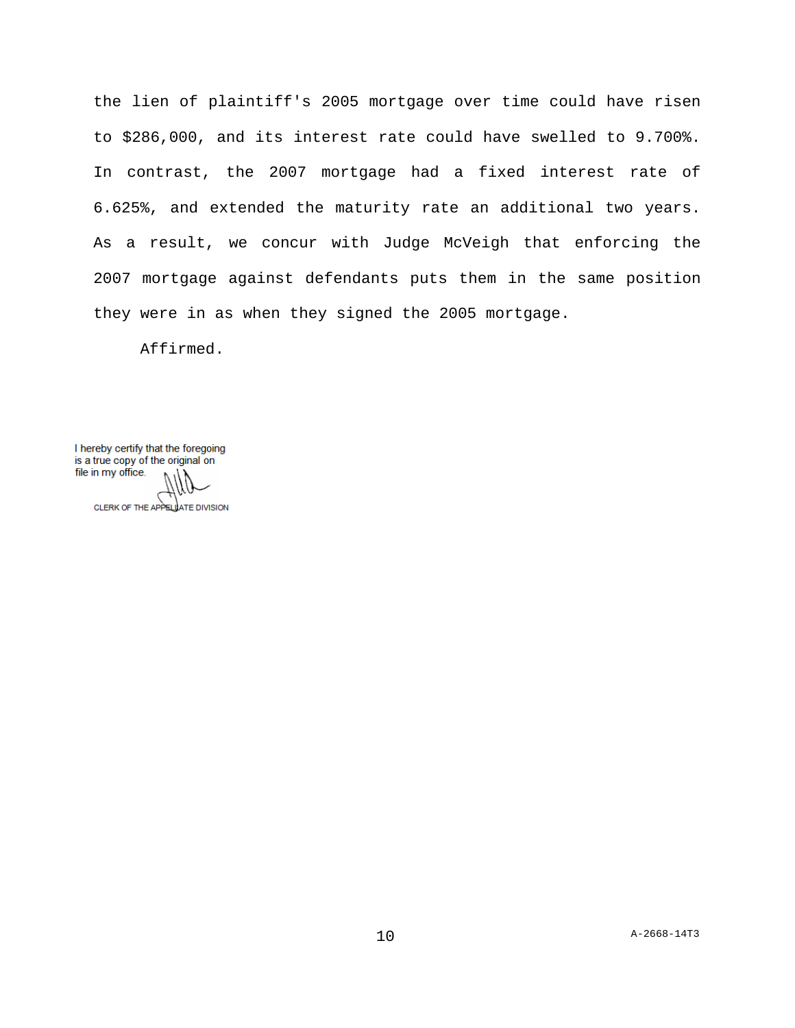the lien of plaintiff's 2005 mortgage over time could have risen to $286,000, and its interest rate could have swelled to 9.700%. In contrast, the 2007 mortgage had a fixed interest rate of 6.625%, and extended the maturity rate an additional two years. As a result, we concur with Judge McVeigh that enforcing the 2007 mortgage against defendants puts them in the same position they were in as when they signed the 2005 mortgage.

Affirmed.

I hereby certify that the foregoing is a true copy of the original on file in my office.

CLERK OF THE APPELLATE DIVISION